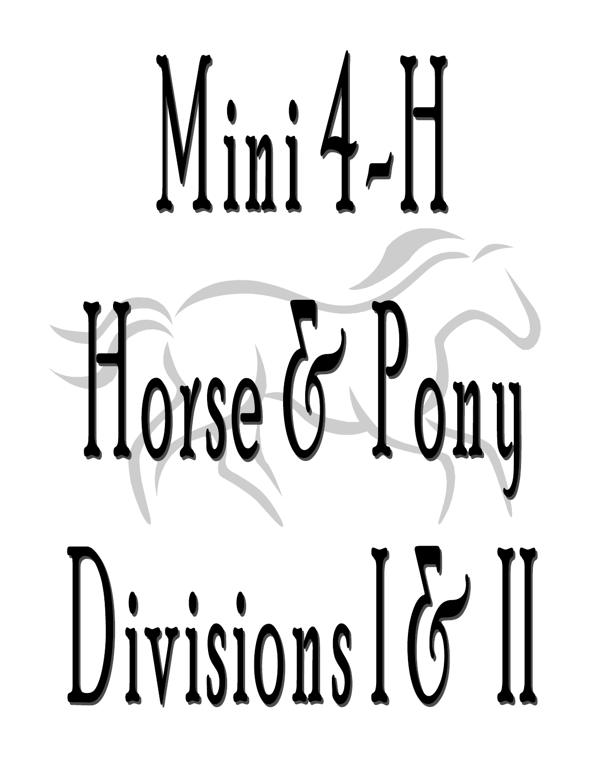# Mini 4-H

# Horse & Pony

# Divisions I & II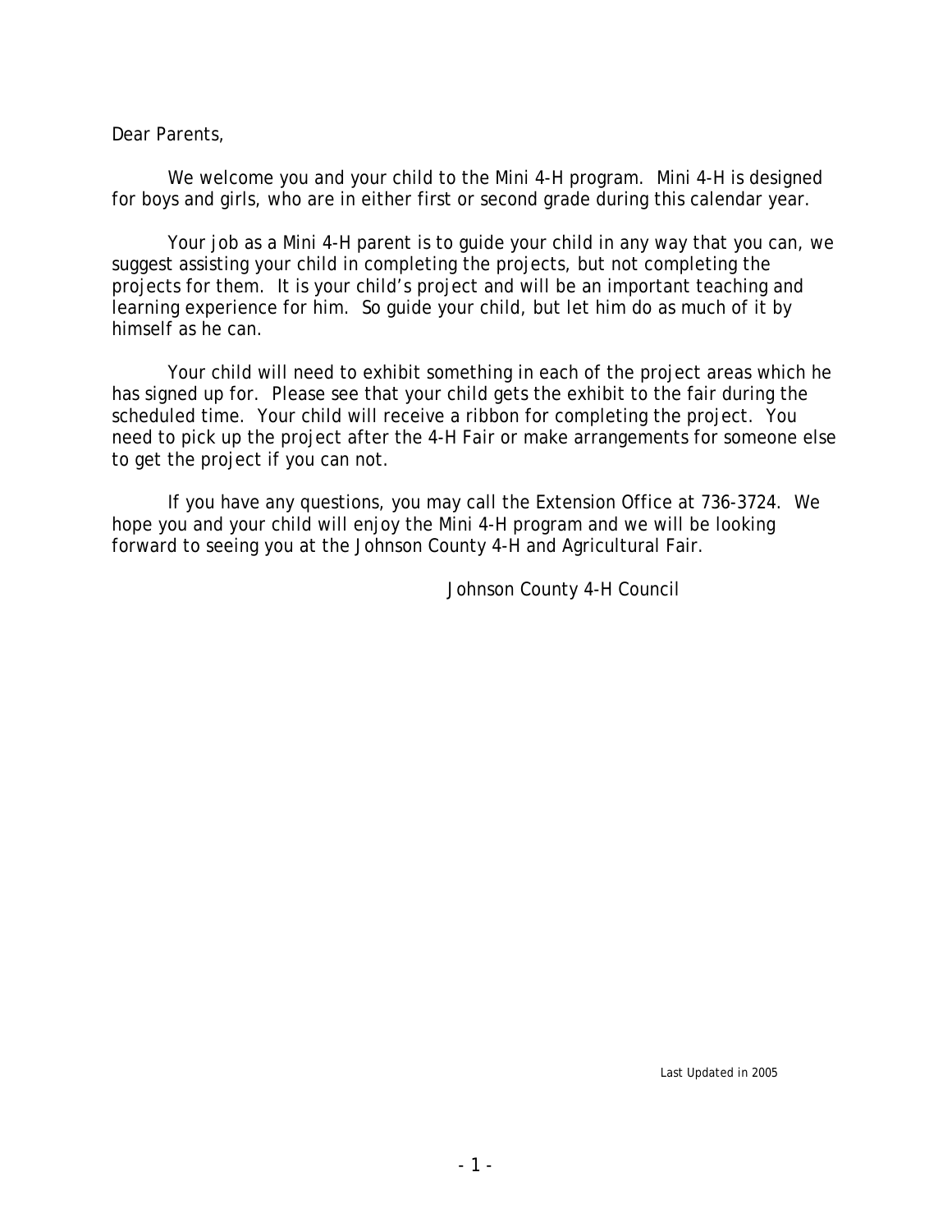Dear Parents,

We welcome you and your child to the Mini 4-H program. Mini 4-H is designed for boys and girls, who are in either first or second grade during this calendar year.

Your job as a Mini 4-H parent is to guide your child in any way that you can, we suggest assisting your child in completing the projects, but not completing the projects for them. It is your child's project and will be an important teaching and learning experience for him. So guide your child, but let him do as much of it by himself as he can.

Your child will need to exhibit something in each of the project areas which he has signed up for. Please see that your child gets the exhibit to the fair during the scheduled time. Your child will receive a ribbon for completing the project. You need to pick up the project after the 4-H Fair or make arrangements for someone else to get the project if you can not.

If you have any questions, you may call the Extension Office at 736-3724. We hope you and your child will enjoy the Mini 4-H program and we will be looking forward to seeing you at the Johnson County 4-H and Agricultural Fair.

Johnson County 4-H Council

Last Updated in 2005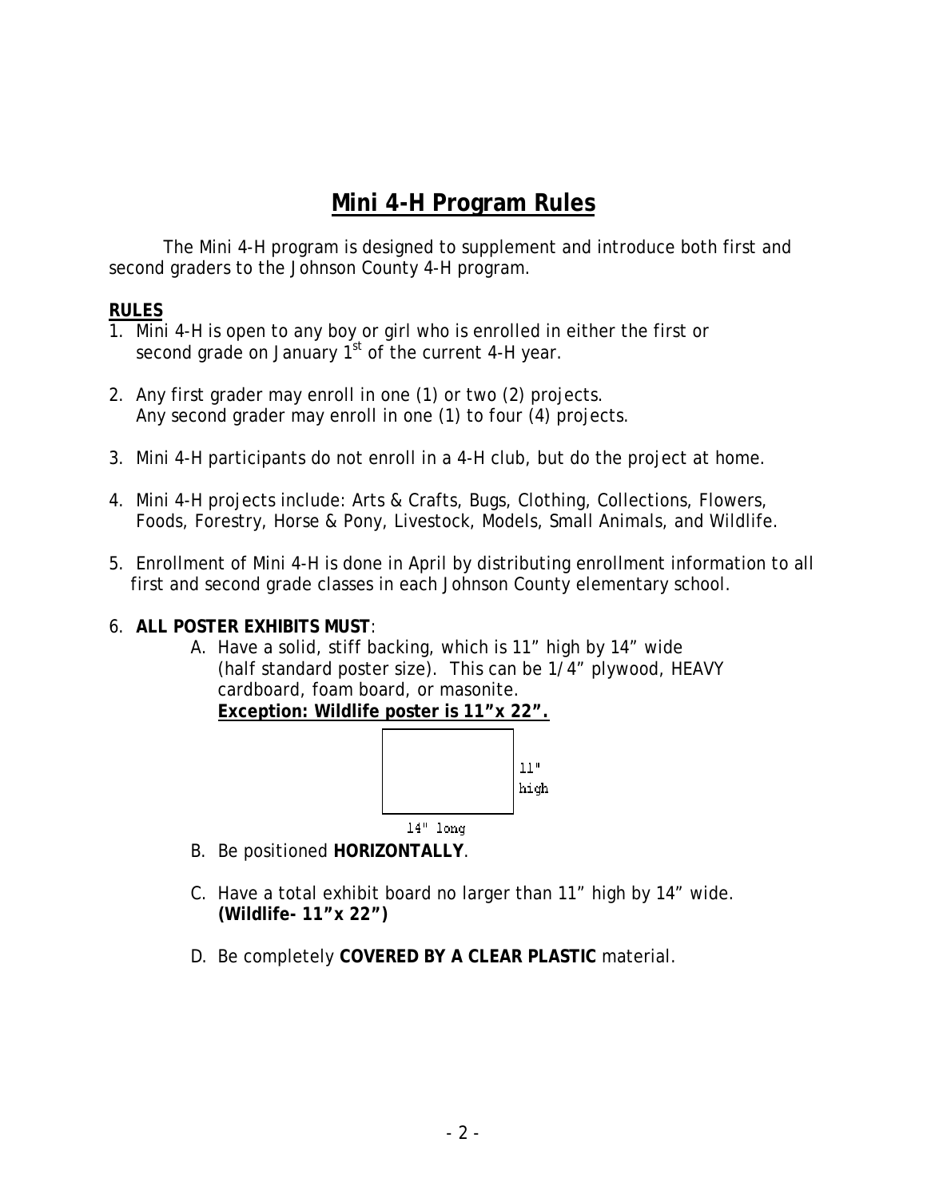# Mini 4-H Program Rules

The Mini 4-H program is designed to supplement and introduce both first and second graders to the Johnson County 4-H program.

**RULES**

1. Mini 4-H is open to any boy or girl who is enrolled in either the first or second grade on January 1st of the current 4-H year.

2. Any first grader may enroll in one (1) or two (2) projects. Any second grader may enroll in one (1) to four (4) projects.

3. Mini 4-H participants do not enroll in a 4-H club, but do the project at home.

4. Mini 4-H projects include: Arts & Crafts, Bugs, Clothing, Collections, Flowers, Foods, Forestry, Horse & Pony, Livestock, Models, Small Animals, and Wildlife.

5. Enrollment of Mini 4-H is done in April by distributing enrollment information to all first and second grade classes in each Johnson County elementary school.

6. **ALL POSTER EXHIBITS MUST**:
   A. Have a solid, stiff backing, which is 11" high by 14" wide (half standard poster size). This can be 1/4" plywood, HEAVY cardboard, foam board, or masonite.
   **Exception: Wildlife poster is 11"x 22".**

   11" high

   14" long

   B. Be positioned **HORIZONTALLY**.

   C. Have a total exhibit board no larger than 11" high by 14" wide. **(Wildlife- 11"x 22")**

   D. Be completely **COVERED BY A CLEAR PLASTIC** material.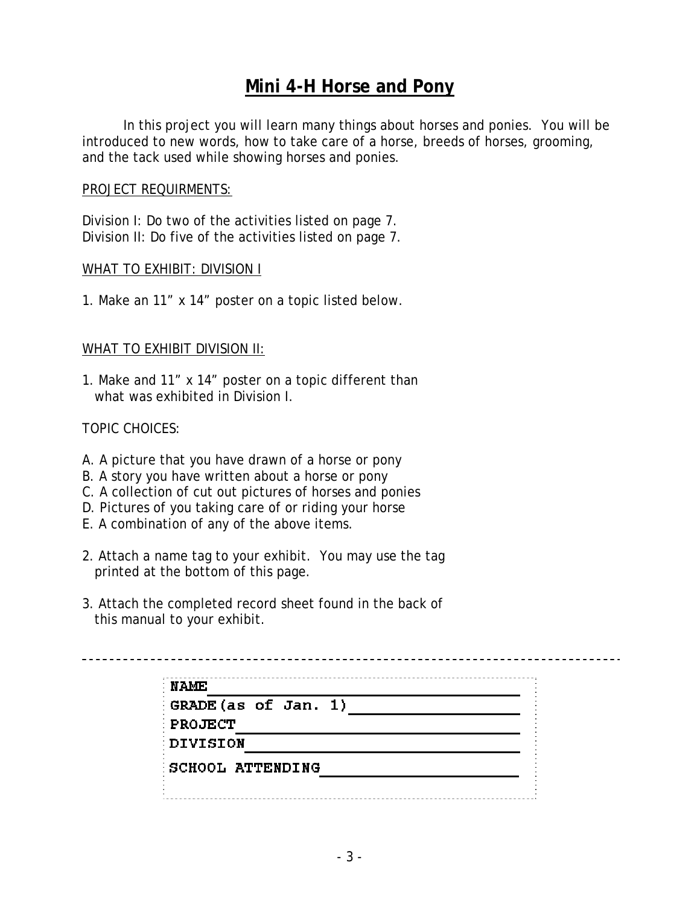# Mini 4-H Horse and Pony

In this project you will learn many things about horses and ponies. You will be introduced to new words, how to take care of a horse, breeds of horses, grooming, and the tack used while showing horses and ponies.

PROJECT REQUIRMENTS:

Division I: Do two of the activities listed on page 7.
Division II: Do five of the activities listed on page 7.

WHAT TO EXHIBIT: DIVISION I

1. Make an 11" x 14" poster on a topic listed below.

WHAT TO EXHIBIT DIVISION II:

1. Make and 11" x 14" poster on a topic different than what was exhibited in Division I.

TOPIC CHOICES:

A. A picture that you have drawn of a horse or pony
B. A story you have written about a horse or pony
C. A collection of cut out pictures of horses and ponies
D. Pictures of you taking care of or riding your horse
E. A combination of any of the above items.

2. Attach a name tag to your exhibit. You may use the tag printed at the bottom of this page.

3. Attach the completed record sheet found in the back of this manual to your exhibit.

---

NAME ______________________________
GRADE (as of Jan. 1) ________________
PROJECT ___________________________
DIVISION ___________________________
SCHOOL ATTENDING ___________________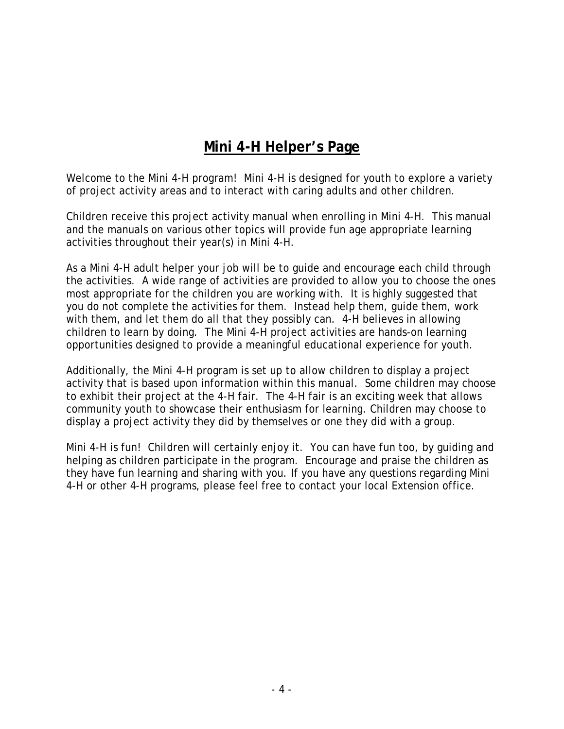# Mini 4-H Helper's Page

Welcome to the Mini 4-H program! Mini 4-H is designed for youth to explore a variety of project activity areas and to interact with caring adults and other children.

Children receive this project activity manual when enrolling in Mini 4-H. This manual and the manuals on various other topics will provide fun age appropriate learning activities throughout their year(s) in Mini 4-H.

As a Mini 4-H adult helper your job will be to guide and encourage each child through the activities. A wide range of activities are provided to allow you to choose the ones most appropriate for the children you are working with. It is highly suggested that you do not complete the activities for them. Instead help them, guide them, work with them, and let them do all that they possibly can. 4-H believes in allowing children to learn by doing. The Mini 4-H project activities are hands-on learning opportunities designed to provide a meaningful educational experience for youth.

Additionally, the Mini 4-H program is set up to allow children to display a project activity that is based upon information within this manual. Some children may choose to exhibit their project at the 4-H fair. The 4-H fair is an exciting week that allows community youth to showcase their enthusiasm for learning. Children may choose to display a project activity they did by themselves or one they did with a group.

Mini 4-H is fun! Children will certainly enjoy it. You can have fun too, by guiding and helping as children participate in the program. Encourage and praise the children as they have fun learning and sharing with you. If you have any questions regarding Mini 4-H or other 4-H programs, please feel free to contact your local Extension office.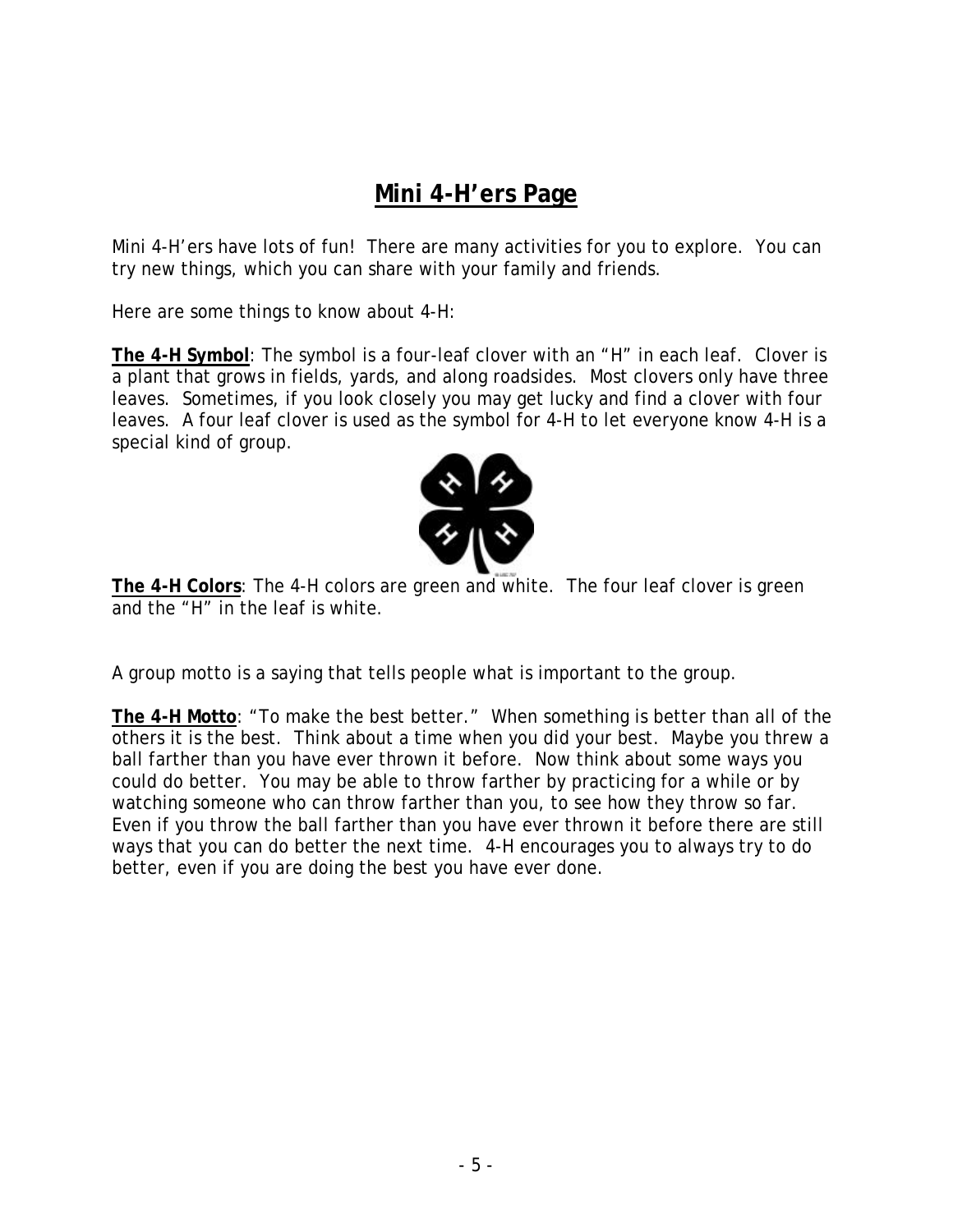# Mini 4-H'ers Page

Mini 4-H'ers have lots of fun! There are many activities for you to explore. You can try new things, which you can share with your family and friends.

Here are some things to know about 4-H:

**The 4-H Symbol**: The symbol is a four-leaf clover with an "H" in each leaf. Clover is a plant that grows in fields, yards, and along roadsides. Most clovers only have three leaves. Sometimes, if you look closely you may get lucky and find a clover with four leaves. A four leaf clover is used as the symbol for 4-H to let everyone know 4-H is a special kind of group.

**The 4-H Colors**: The 4-H colors are green and white. The four leaf clover is green and the "H" in the leaf is white.

A group motto is a saying that tells people what is important to the group.

**The 4-H Motto**: "To make the best better." When something is better than all of the others it is the best. Think about a time when you did your best. Maybe you threw a ball farther than you have ever thrown it before. Now think about some ways you could do better. You may be able to throw farther by practicing for a while or by watching someone who can throw farther than you, to see how they throw so far. Even if you throw the ball farther than you have ever thrown it before there are still ways that you can do better the next time. 4-H encourages you to always try to do better, even if you are doing the best you have ever done.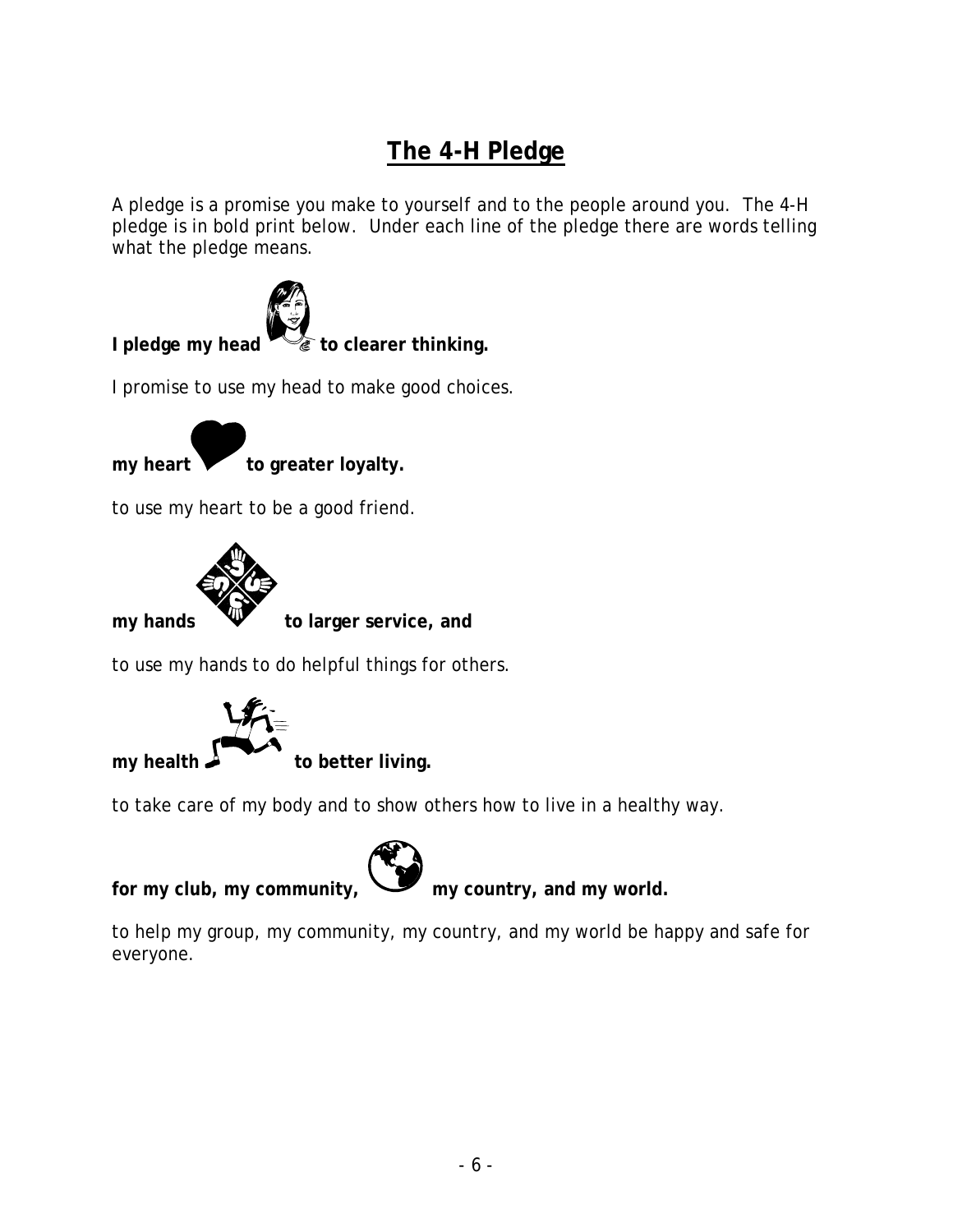# The 4-H Pledge

A pledge is a promise you make to yourself and to the people around you. The 4-H pledge is in bold print below. Under each line of the pledge there are words telling what the pledge means.

**I pledge my head to clearer thinking.**

I promise to use my head to make good choices.

**my heart to greater loyalty.**

to use my heart to be a good friend.

**my hands to larger service, and**

to use my hands to do helpful things for others.

**my health to better living.**

to take care of my body and to show others how to live in a healthy way.

**for my club, my community, my country, and my world.**

to help my group, my community, my country, and my world be happy and safe for everyone.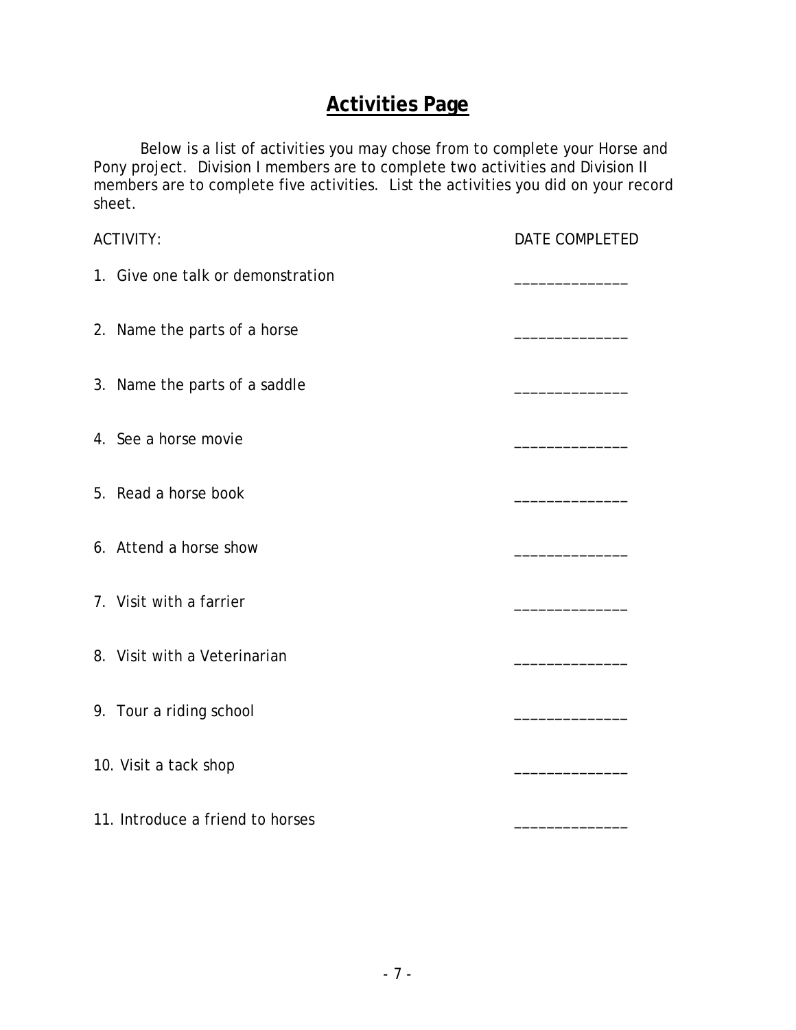# Activities Page

Below is a list of activities you may chose from to complete your Horse and Pony project. Division I members are to complete two activities and Division II members are to complete five activities. List the activities you did on your record sheet.

| ACTIVITY: | DATE COMPLETED |
|---|---|
| 1. Give one talk or demonstration | ______________ |
| 2. Name the parts of a horse | ______________ |
| 3. Name the parts of a saddle | ______________ |
| 4. See a horse movie | ______________ |
| 5. Read a horse book | ______________ |
| 6. Attend a horse show | ______________ |
| 7. Visit with a farrier | ______________ |
| 8. Visit with a Veterinarian | ______________ |
| 9. Tour a riding school | ______________ |
| 10. Visit a tack shop | ______________ |
| 11. Introduce a friend to horses | ______________ |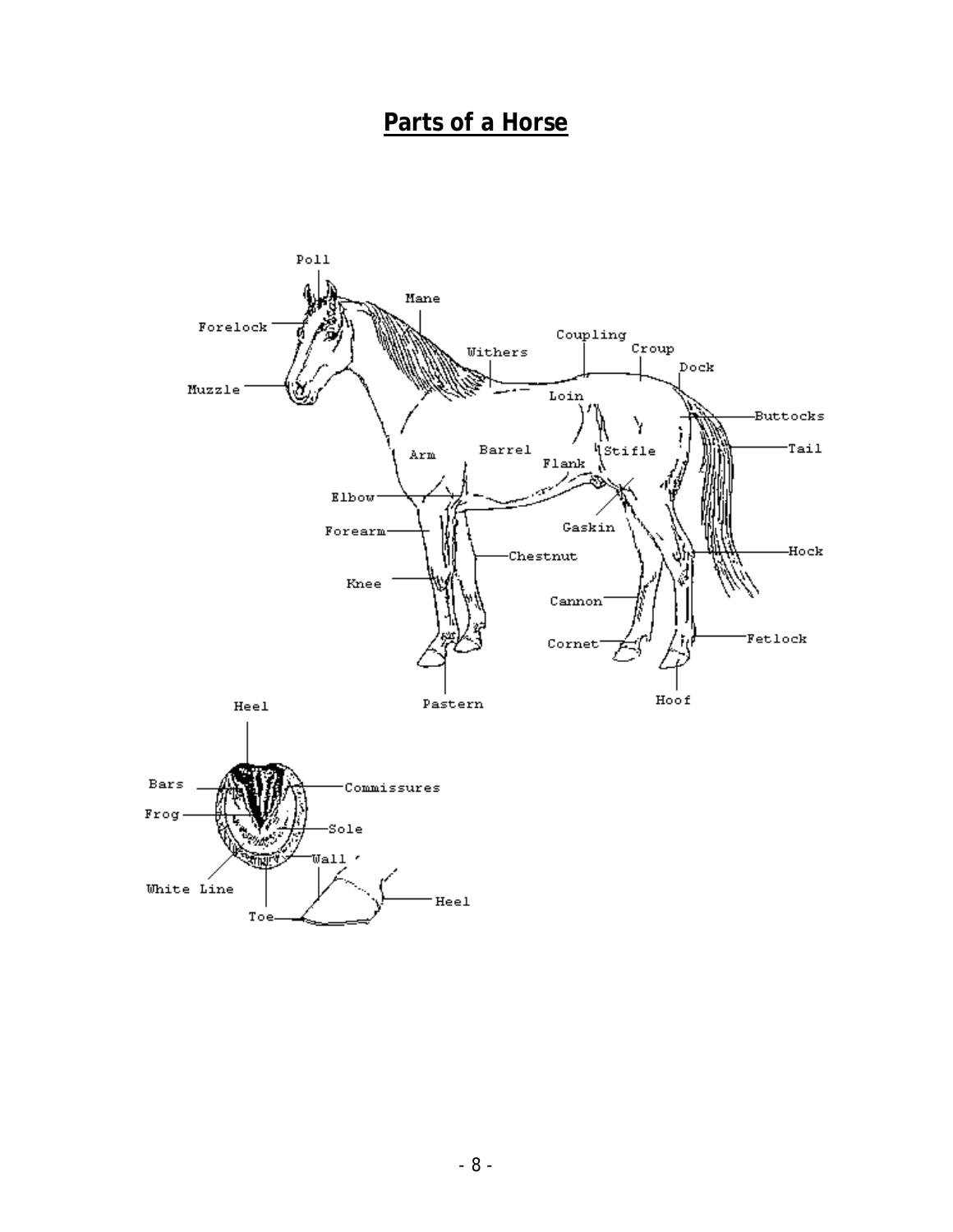## **Parts of a Horse**

Poll

Mane

Forelock

Coupling

Withers

Croup

Dock

Muzzle

Loin

Buttocks

Arm

Barrel

Stifle

Tail

Flank

Elbow

Gaskin

Forearm

Chestnut

Hock

Knee

Cannon

Cornet

Fetlock

Hoof

Pastern

Heel

Bars

Commissures

Frog

Sole

Wall

White Line

Heel

Toe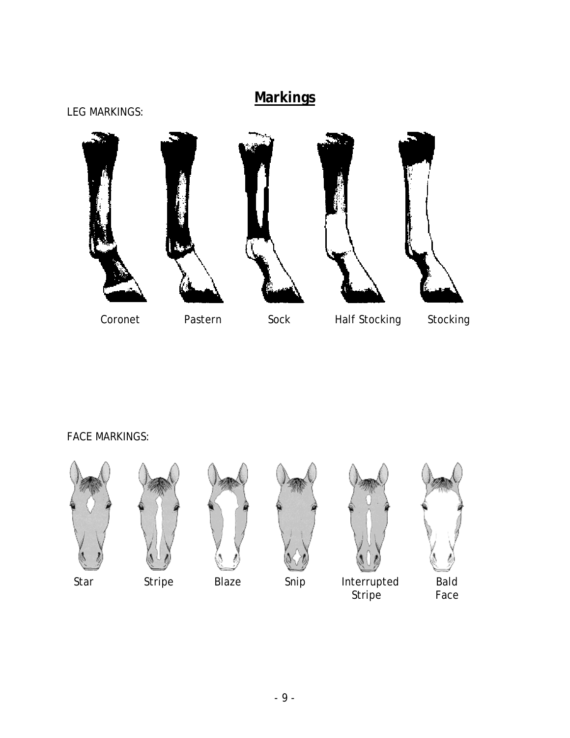# Markings

LEG MARKINGS:

Coronet Pastern Sock Half Stocking Stocking

FACE MARKINGS:

Star Stripe Blaze Snip Interrupted Stripe Bald Face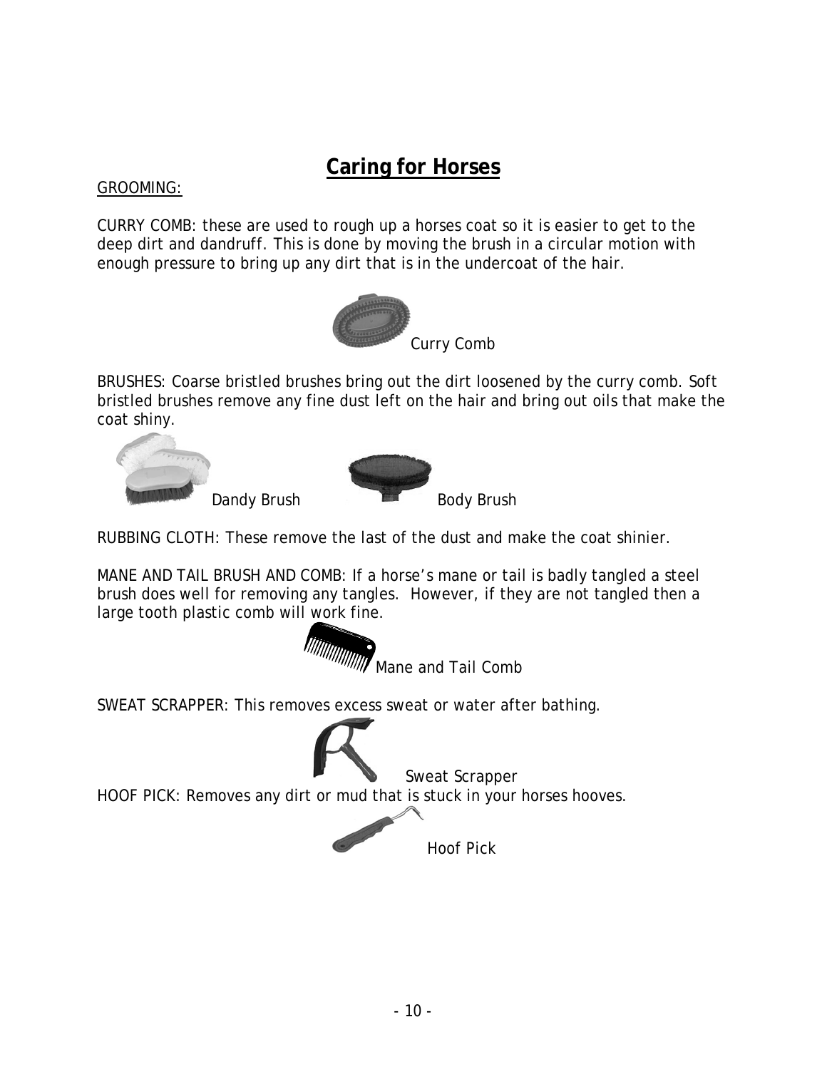# Caring for Horses

GROOMING:

CURRY COMB: these are used to rough up a horses coat so it is easier to get to the deep dirt and dandruff. This is done by moving the brush in a circular motion with enough pressure to bring up any dirt that is in the undercoat of the hair.

Curry Comb

BRUSHES: Coarse bristled brushes bring out the dirt loosened by the curry comb. Soft bristled brushes remove any fine dust left on the hair and bring out oils that make the coat shiny.

Dandy Brush

Body Brush

RUBBING CLOTH: These remove the last of the dust and make the coat shinier.

MANE AND TAIL BRUSH AND COMB: If a horse's mane or tail is badly tangled a steel brush does well for removing any tangles. However, if they are not tangled then a large tooth plastic comb will work fine.

Mane and Tail Comb

SWEAT SCRAPPER: This removes excess sweat or water after bathing.

Sweat Scrapper

HOOF PICK: Removes any dirt or mud that is stuck in your horses hooves.

Hoof Pick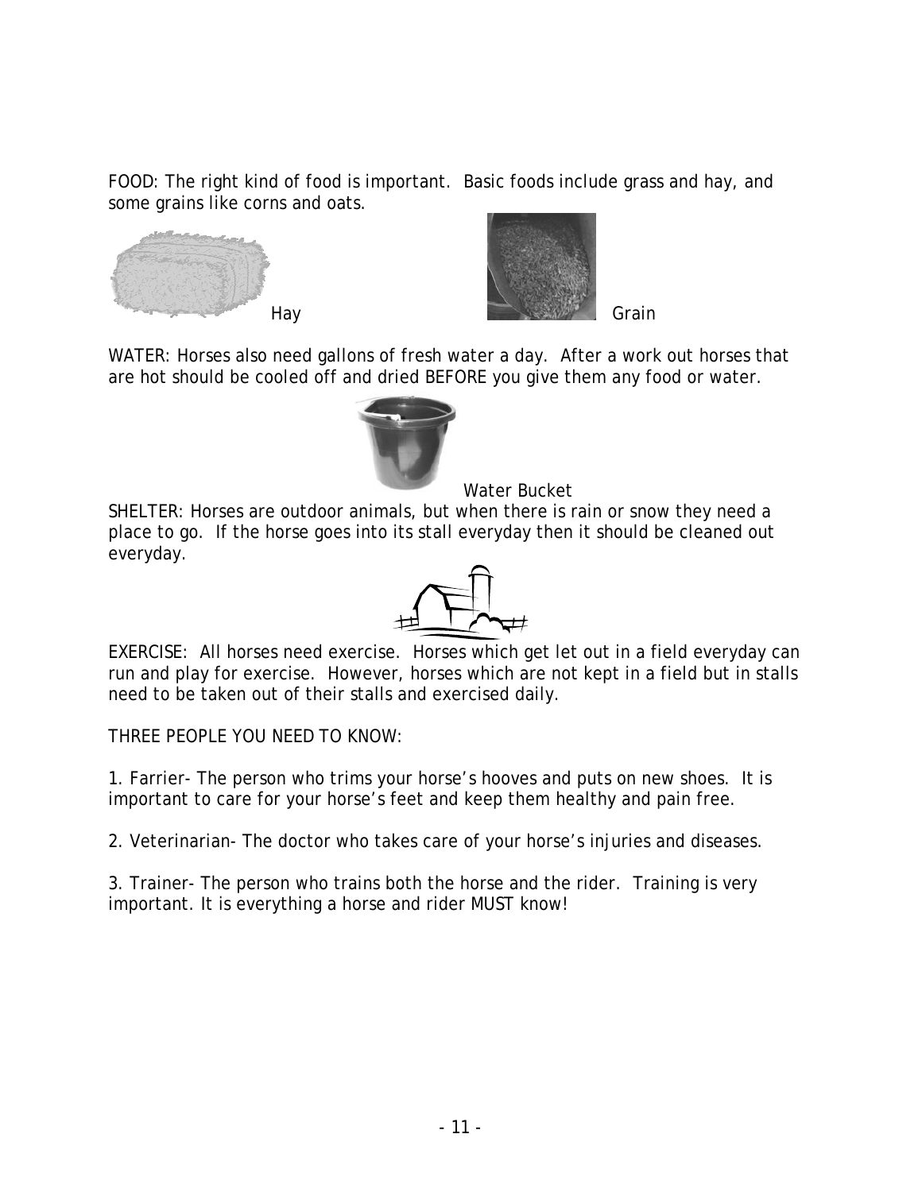FOOD: The right kind of food is important. Basic foods include grass and hay, and some grains like corns and oats.

Hay

Grain

WATER: Horses also need gallons of fresh water a day. After a work out horses that are hot should be cooled off and dried BEFORE you give them any food or water.

Water Bucket

SHELTER: Horses are outdoor animals, but when there is rain or snow they need a place to go. If the horse goes into its stall everyday then it should be cleaned out everyday.

EXERCISE: All horses need exercise. Horses which get let out in a field everyday can run and play for exercise. However, horses which are not kept in a field but in stalls need to be taken out of their stalls and exercised daily.

THREE PEOPLE YOU NEED TO KNOW:

1. Farrier- The person who trims your horse's hooves and puts on new shoes. It is important to care for your horse's feet and keep them healthy and pain free.

2. Veterinarian- The doctor who takes care of your horse's injuries and diseases.

3. Trainer- The person who trains both the horse and the rider. Training is very important. It is everything a horse and rider MUST know!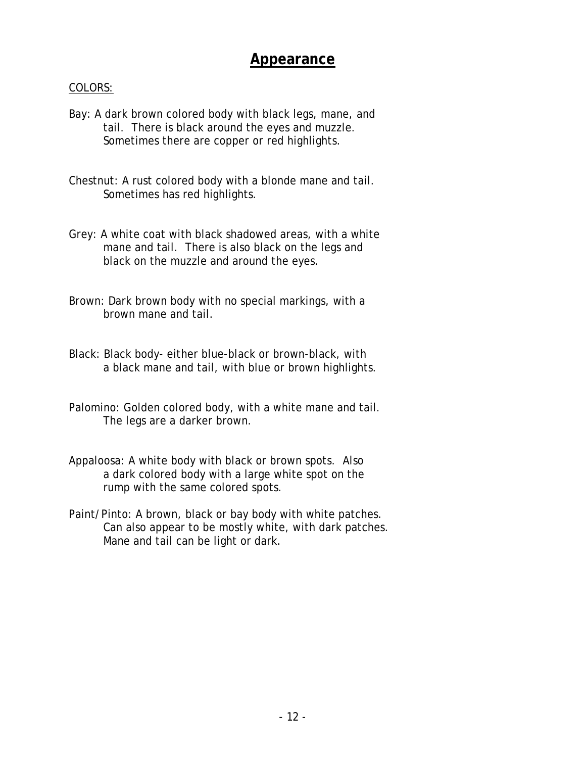# Appearance

COLORS:

Bay: A dark brown colored body with black legs, mane, and tail. There is black around the eyes and muzzle. Sometimes there are copper or red highlights.

Chestnut: A rust colored body with a blonde mane and tail. Sometimes has red highlights.

Grey: A white coat with black shadowed areas, with a white mane and tail. There is also black on the legs and black on the muzzle and around the eyes.

Brown: Dark brown body with no special markings, with a brown mane and tail.

Black: Black body- either blue-black or brown-black, with a black mane and tail, with blue or brown highlights.

Palomino: Golden colored body, with a white mane and tail. The legs are a darker brown.

Appaloosa: A white body with black or brown spots. Also a dark colored body with a large white spot on the rump with the same colored spots.

Paint/Pinto: A brown, black or bay body with white patches. Can also appear to be mostly white, with dark patches. Mane and tail can be light or dark.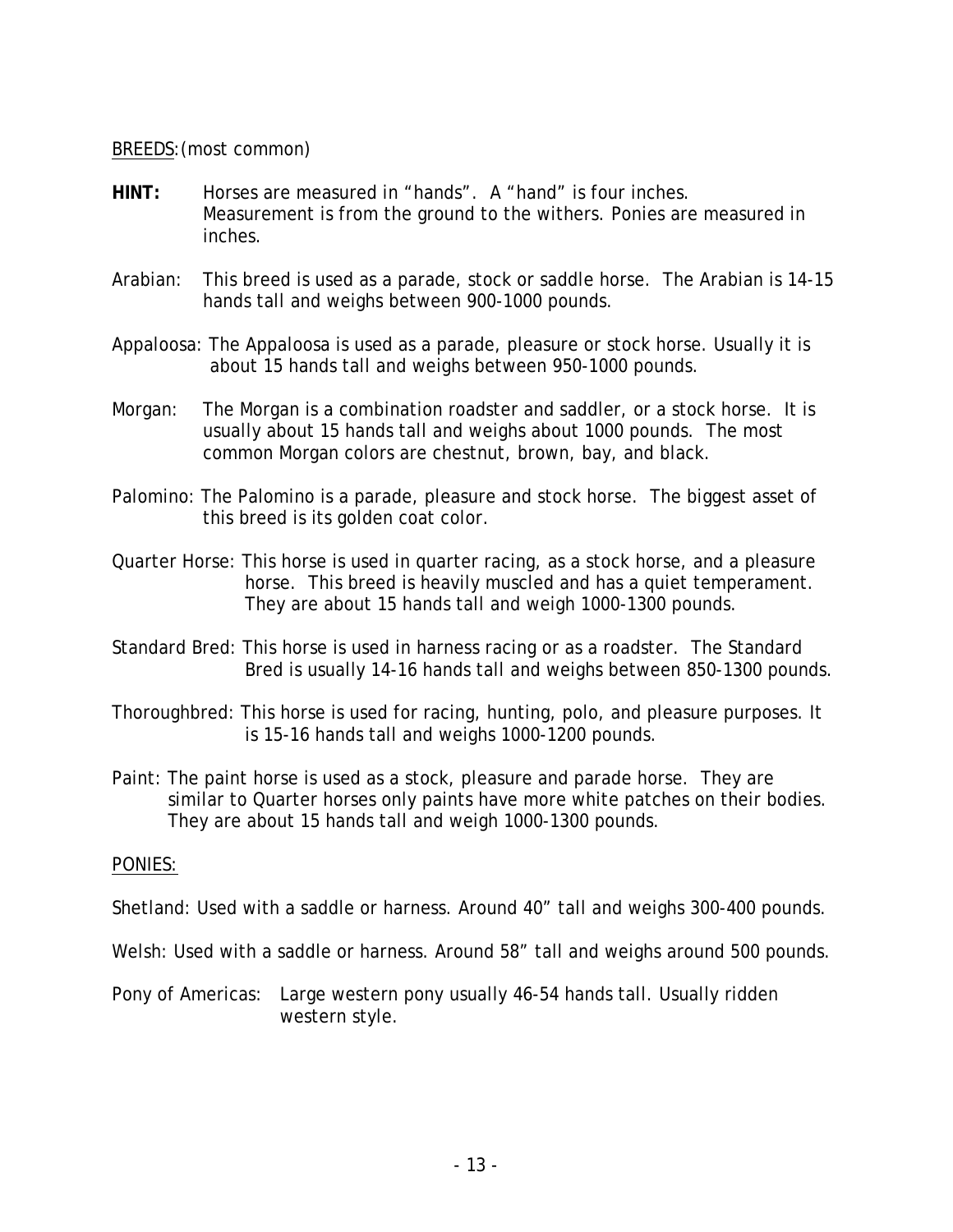BREEDS: (most common)

**HINT:** Horses are measured in “hands”. A “hand” is four inches. Measurement is from the ground to the withers. Ponies are measured in inches.

Arabian: This breed is used as a parade, stock or saddle horse. The Arabian is 14-15 hands tall and weighs between 900-1000 pounds.

Appaloosa: The Appaloosa is used as a parade, pleasure or stock horse. Usually it is about 15 hands tall and weighs between 950-1000 pounds.

Morgan: The Morgan is a combination roadster and saddler, or a stock horse. It is usually about 15 hands tall and weighs about 1000 pounds. The most common Morgan colors are chestnut, brown, bay, and black.

Palomino: The Palomino is a parade, pleasure and stock horse. The biggest asset of this breed is its golden coat color.

Quarter Horse: This horse is used in quarter racing, as a stock horse, and a pleasure horse. This breed is heavily muscled and has a quiet temperament. They are about 15 hands tall and weigh 1000-1300 pounds.

Standard Bred: This horse is used in harness racing or as a roadster. The Standard Bred is usually 14-16 hands tall and weighs between 850-1300 pounds.

Thoroughbred: This horse is used for racing, hunting, polo, and pleasure purposes. It is 15-16 hands tall and weighs 1000-1200 pounds.

Paint: The paint horse is used as a stock, pleasure and parade horse. They are similar to Quarter horses only paints have more white patches on their bodies. They are about 15 hands tall and weigh 1000-1300 pounds.

PONIES:

Shetland: Used with a saddle or harness. Around 40” tall and weighs 300-400 pounds.

Welsh: Used with a saddle or harness. Around 58” tall and weighs around 500 pounds.

Pony of Americas: Large western pony usually 46-54 hands tall. Usually ridden western style.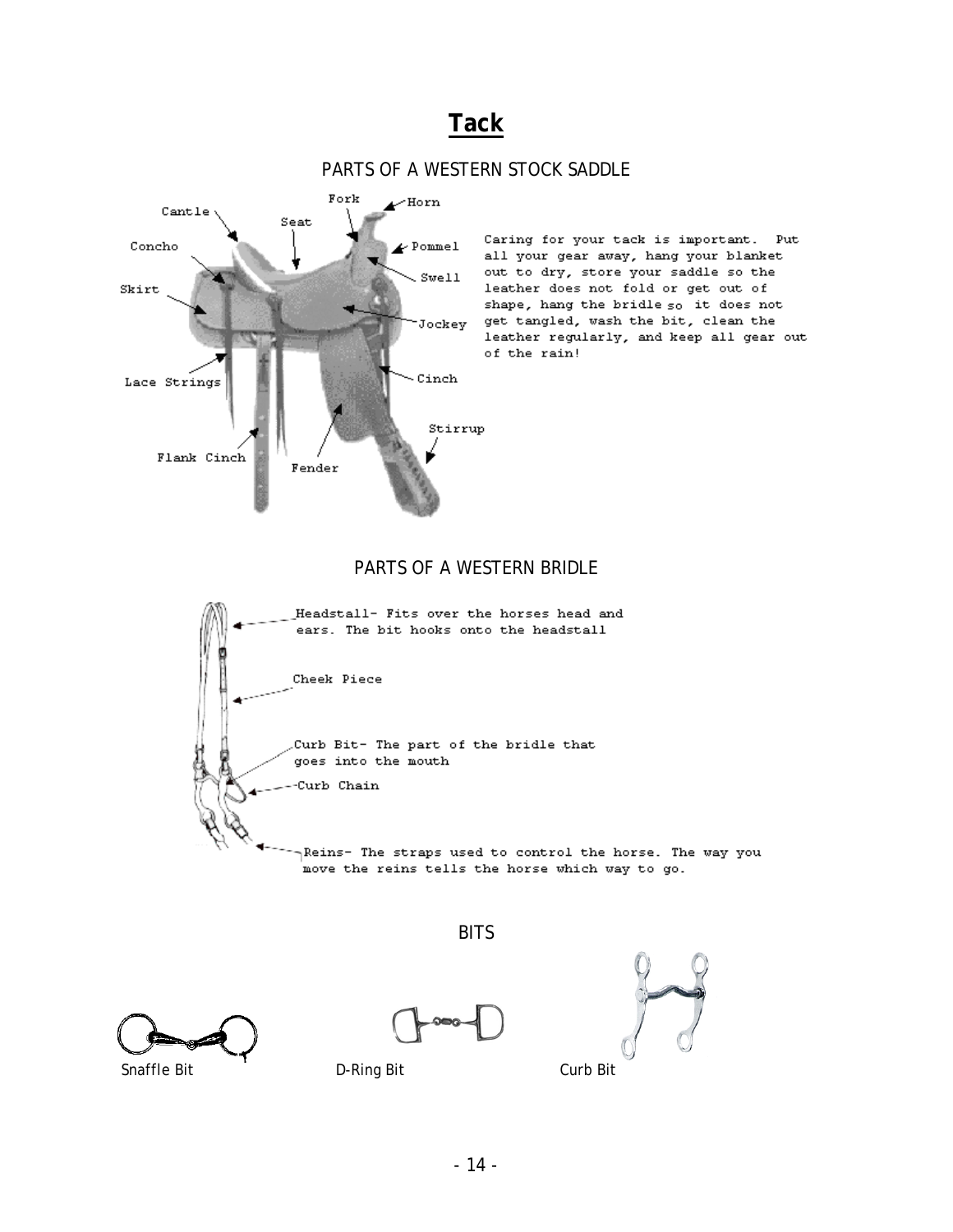# Tack

## PARTS OF A WESTERN STOCK SADDLE

Cantle

Seat

Fork

Horn

Pommel

Swell

Concho

Skirt

Jockey

Lace Strings

Cinch

Stirrup

Flank Cinch

Fender

Caring for your tack is important. Put all your gear away, hang your blanket out to dry, store your saddle so the leather does not fold or get out of shape, hang the bridle so it does not get tangled, wash the bit, clean the leather regularly, and keep all gear out of the rain!

## PARTS OF A WESTERN BRIDLE

Headstall- Fits over the horses head and ears. The bit hooks onto the headstall

Cheek Piece

Curb Bit- The part of the bridle that goes into the mouth

Curb Chain

Reins- The straps used to control the horse. The way you move the reins tells the horse which way to go.

## BITS

Snaffle Bit

D-Ring Bit

Curb Bit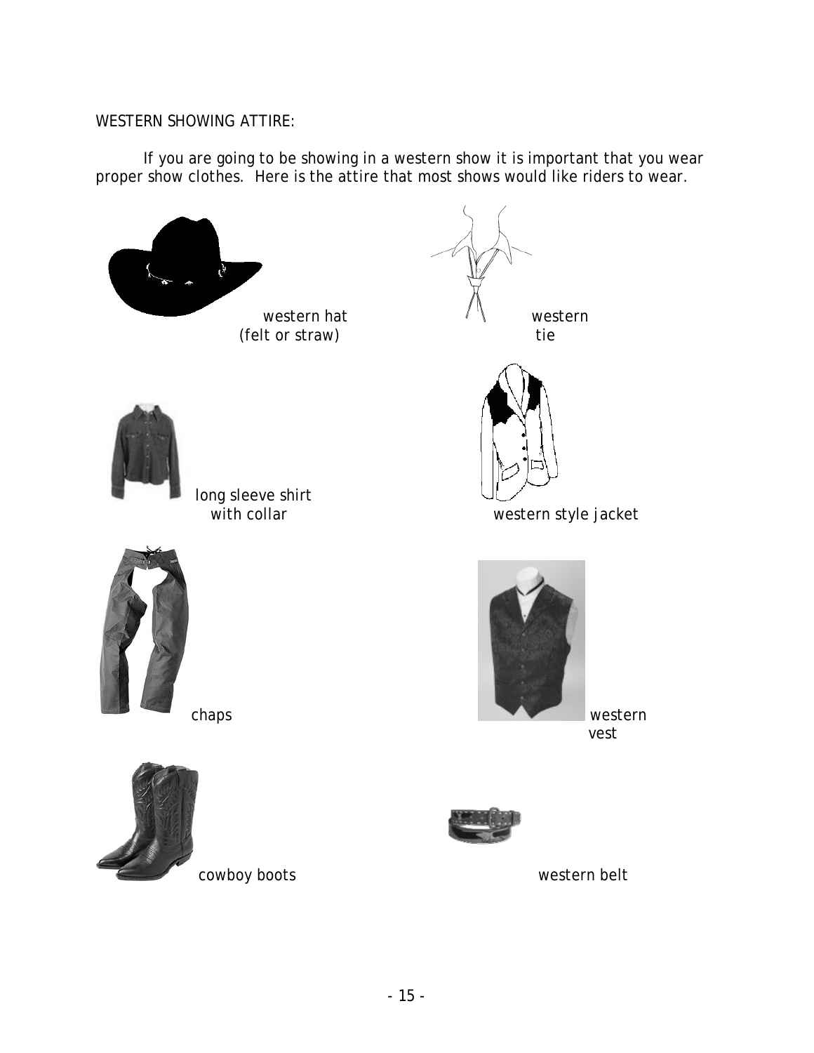WESTERN SHOWING ATTIRE:

If you are going to be showing in a western show it is important that you wear proper show clothes. Here is the attire that most shows would like riders to wear.

western hat (felt or straw)

western tie

long sleeve shirt with collar

western style jacket

chaps

western vest

cowboy boots

western belt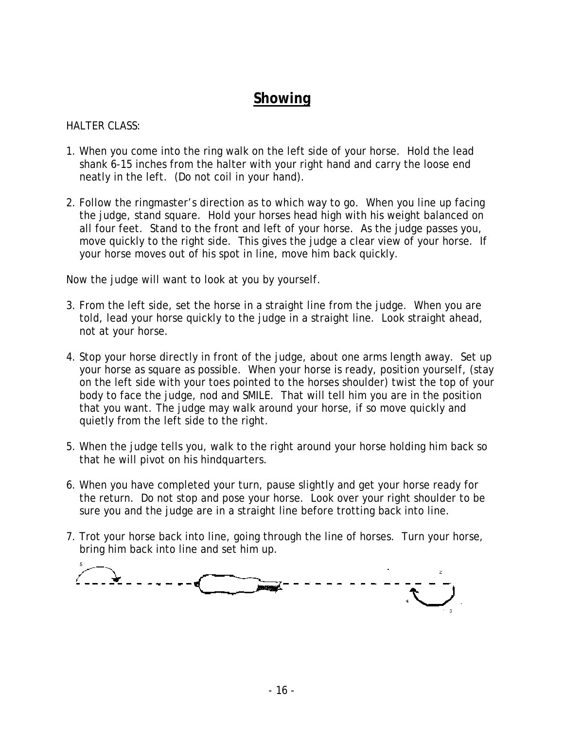# Showing

HALTER CLASS:

1. When you come into the ring walk on the left side of your horse. Hold the lead shank 6-15 inches from the halter with your right hand and carry the loose end neatly in the left. (Do not coil in your hand).

2. Follow the ringmaster's direction as to which way to go. When you line up facing the judge, stand square. Hold your horses head high with his weight balanced on all four feet. Stand to the front and left of your horse. As the judge passes you, move quickly to the right side. This gives the judge a clear view of your horse. If your horse moves out of his spot in line, move him back quickly.

Now the judge will want to look at you by yourself.

3. From the left side, set the horse in a straight line from the judge. When you are told, lead your horse quickly to the judge in a straight line. Look straight ahead, not at your horse.

4. Stop your horse directly in front of the judge, about one arms length away. Set up your horse as square as possible. When your horse is ready, position yourself, (stay on the left side with your toes pointed to the horses shoulder) twist the top of your body to face the judge, nod and SMILE. That will tell him you are in the position that you want. The judge may walk around your horse, if so move quickly and quietly from the left side to the right.

5. When the judge tells you, walk to the right around your horse holding him back so that he will pivot on his hindquarters.

6. When you have completed your turn, pause slightly and get your horse ready for the return. Do not stop and pose your horse. Look over your right shoulder to be sure you and the judge are in a straight line before trotting back into line.

7. Trot your horse back into line, going through the line of horses. Turn your horse, bring him back into line and set him up.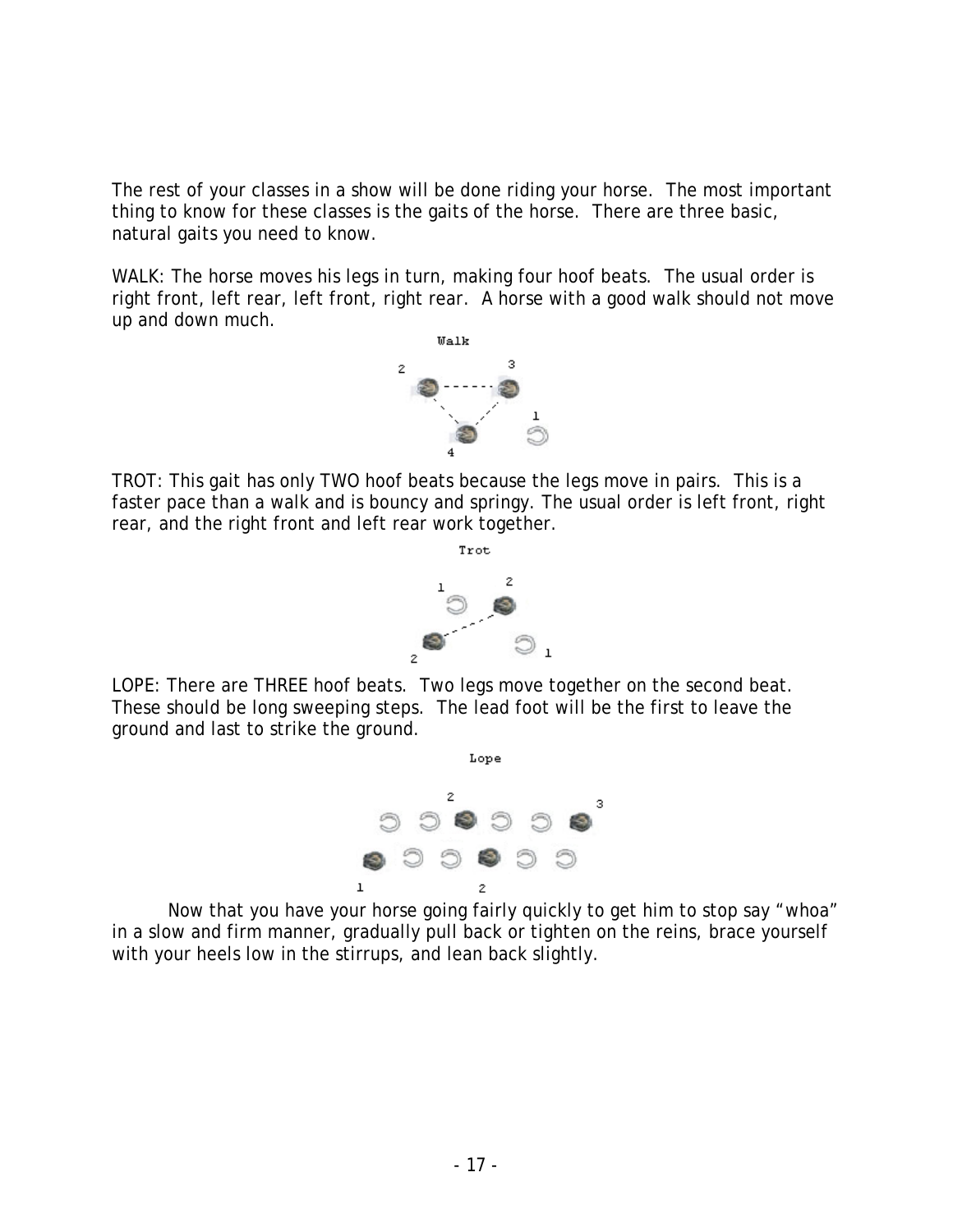The rest of your classes in a show will be done riding your horse. The most important thing to know for these classes is the gaits of the horse. There are three basic, natural gaits you need to know.

WALK: The horse moves his legs in turn, making four hoof beats. The usual order is right front, left rear, left front, right rear. A horse with a good walk should not move up and down much.

TROT: This gait has only TWO hoof beats because the legs move in pairs. This is a faster pace than a walk and is bouncy and springy. The usual order is left front, right rear, and the right front and left rear work together.

LOPE: There are THREE hoof beats. Two legs move together on the second beat. These should be long sweeping steps. The lead foot will be the first to leave the ground and last to strike the ground.

Now that you have your horse going fairly quickly to get him to stop say "whoa" in a slow and firm manner, gradually pull back or tighten on the reins, brace yourself with your heels low in the stirrups, and lean back slightly.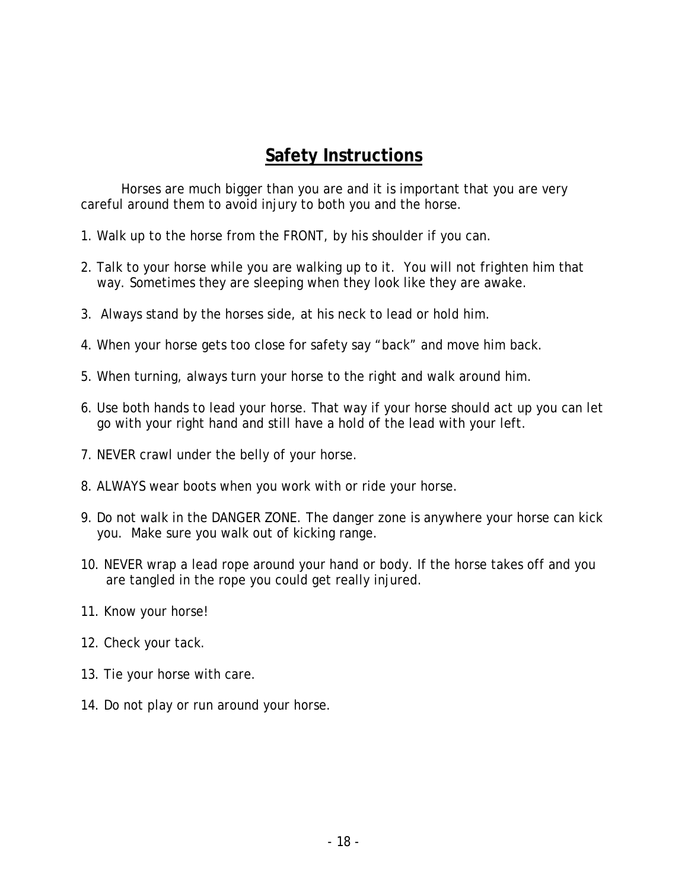# Safety Instructions

Horses are much bigger than you are and it is important that you are very careful around them to avoid injury to both you and the horse.

1. Walk up to the horse from the FRONT, by his shoulder if you can.
2. Talk to your horse while you are walking up to it. You will not frighten him that way. Sometimes they are sleeping when they look like they are awake.
3. Always stand by the horses side, at his neck to lead or hold him.
4. When your horse gets too close for safety say "back" and move him back.
5. When turning, always turn your horse to the right and walk around him.
6. Use both hands to lead your horse. That way if your horse should act up you can let go with your right hand and still have a hold of the lead with your left.
7. NEVER crawl under the belly of your horse.
8. ALWAYS wear boots when you work with or ride your horse.
9. Do not walk in the DANGER ZONE. The danger zone is anywhere your horse can kick you. Make sure you walk out of kicking range.
10. NEVER wrap a lead rope around your hand or body. If the horse takes off and you are tangled in the rope you could get really injured.
11. Know your horse!
12. Check your tack.
13. Tie your horse with care.
14. Do not play or run around your horse.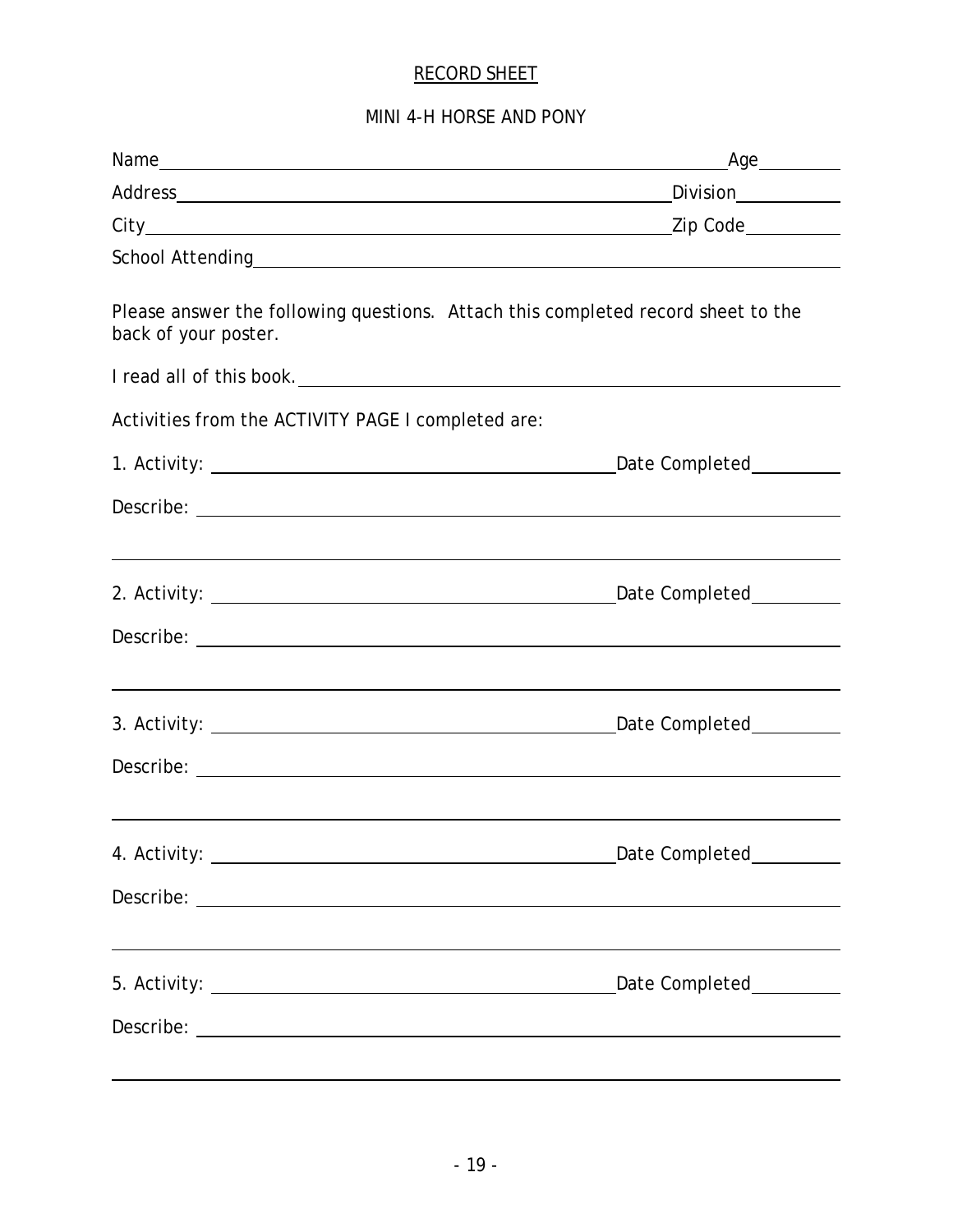# RECORD SHEET

## MINI 4-H HORSE AND PONY

Name_______________________________________________ Age________

Address____________________________________________ Division__________

City_______________________________________________ Zip Code_________

School Attending_____________________________________________________

Please answer the following questions. Attach this completed record sheet to the back of your poster.

I read all of this book. _______________________________________________

Activities from the ACTIVITY PAGE I completed are:

1. Activity: ___________________________________ Date Completed_________

Describe: ___________________________________________________________

_____________________________________________________________________

2. Activity: ___________________________________ Date Completed_________

Describe: ___________________________________________________________

_____________________________________________________________________

3. Activity: ___________________________________ Date Completed_________

Describe: ___________________________________________________________

_____________________________________________________________________

4. Activity: ___________________________________ Date Completed_________

Describe: ___________________________________________________________

_____________________________________________________________________

5. Activity: ___________________________________ Date Completed_________

Describe: ___________________________________________________________

_____________________________________________________________________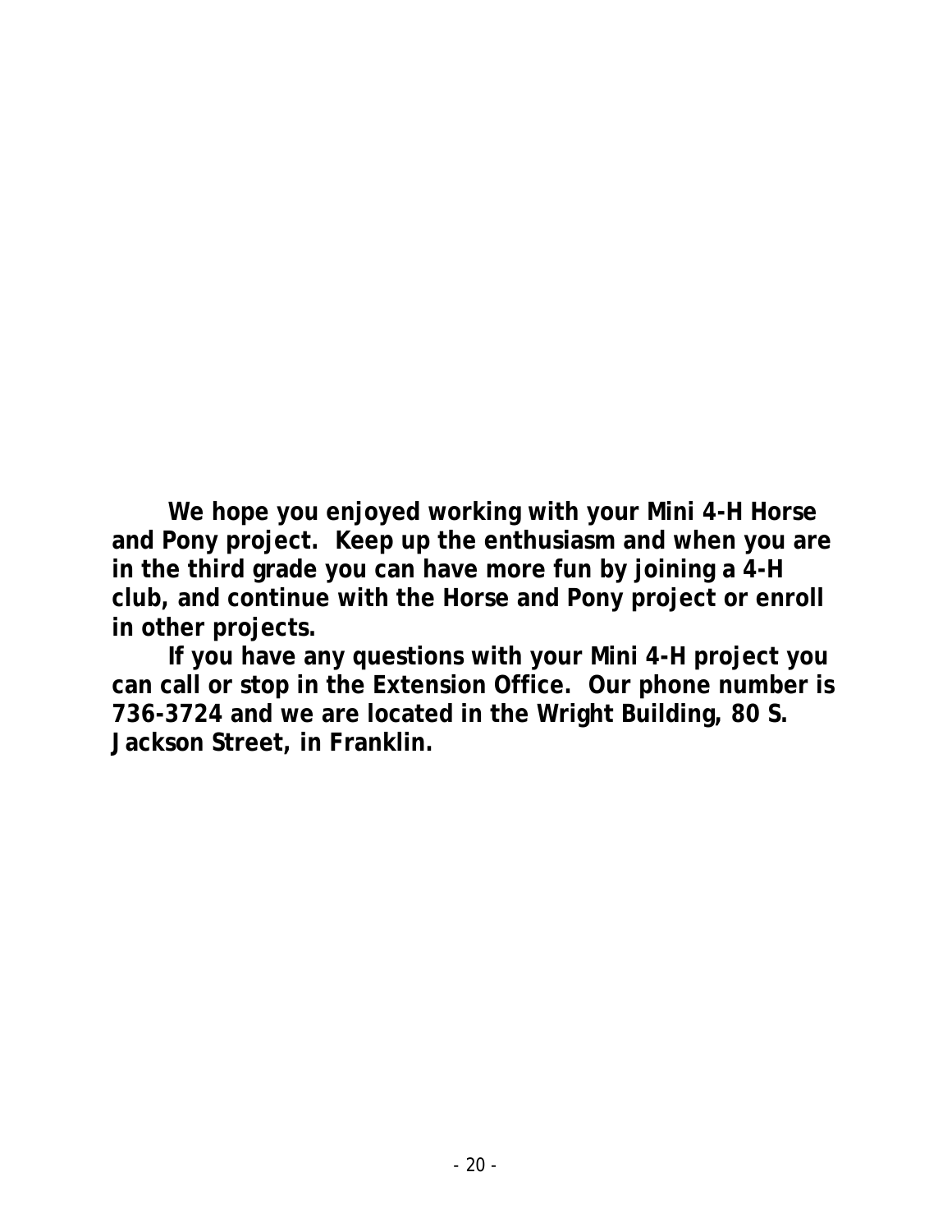**We hope you enjoyed working with your Mini 4-H Horse and Pony project. Keep up the enthusiasm and when you are in the third grade you can have more fun by joining a 4-H club, and continue with the Horse and Pony project or enroll in other projects.**

**If you have any questions with your Mini 4-H project you can call or stop in the Extension Office. Our phone number is 736-3724 and we are located in the Wright Building, 80 S. Jackson Street, in Franklin.**